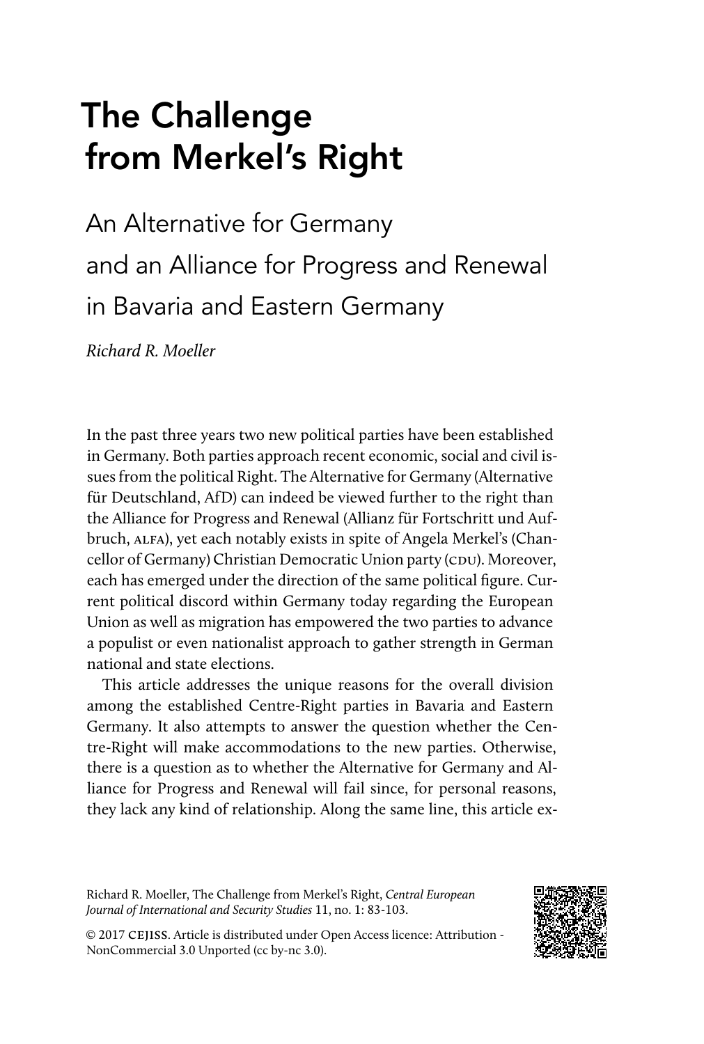# The Challenge from Merkel's Right

## An Alternative for Germany and an Alliance for Progress and Renewal in Bavaria and Eastern Germany

*Richard R. Moeller*

In the past three years two new political parties have been established in Germany. Both parties approach recent economic, social and civil issues from the political Right. The Alternative for Germany (Alternative für Deutschland, AfD) can indeed be viewed further to the right than the Alliance for Progress and Renewal (Allianz für Fortschritt und Aufbruch, ALFA), yet each notably exists in spite of Angela Merkel's (Chancellor of Germany) Christian Democratic Union party (CDU). Moreover, each has emerged under the direction of the same political figure. Current political discord within Germany today regarding the European Union as well as migration has empowered the two parties to advance a populist or even nationalist approach to gather strength in German national and state elections.

This article addresses the unique reasons for the overall division among the established Centre-Right parties in Bavaria and Eastern Germany. It also attempts to answer the question whether the Centre-Right will make accommodations to the new parties. Otherwise, there is a question as to whether the Alternative for Germany and Alliance for Progress and Renewal will fail since, for personal reasons, they lack any kind of relationship. Along the same line, this article ex-

Richard R. Moeller, The Challenge from Merkel's Right, *Central European Journal of International and Security Studies* 11, no. 1: 83-103.

© 2017 CEJISS. Article is distributed under Open Access licence: Attribution - NonCommercial 3.0 Unported (cc by-nc 3.0).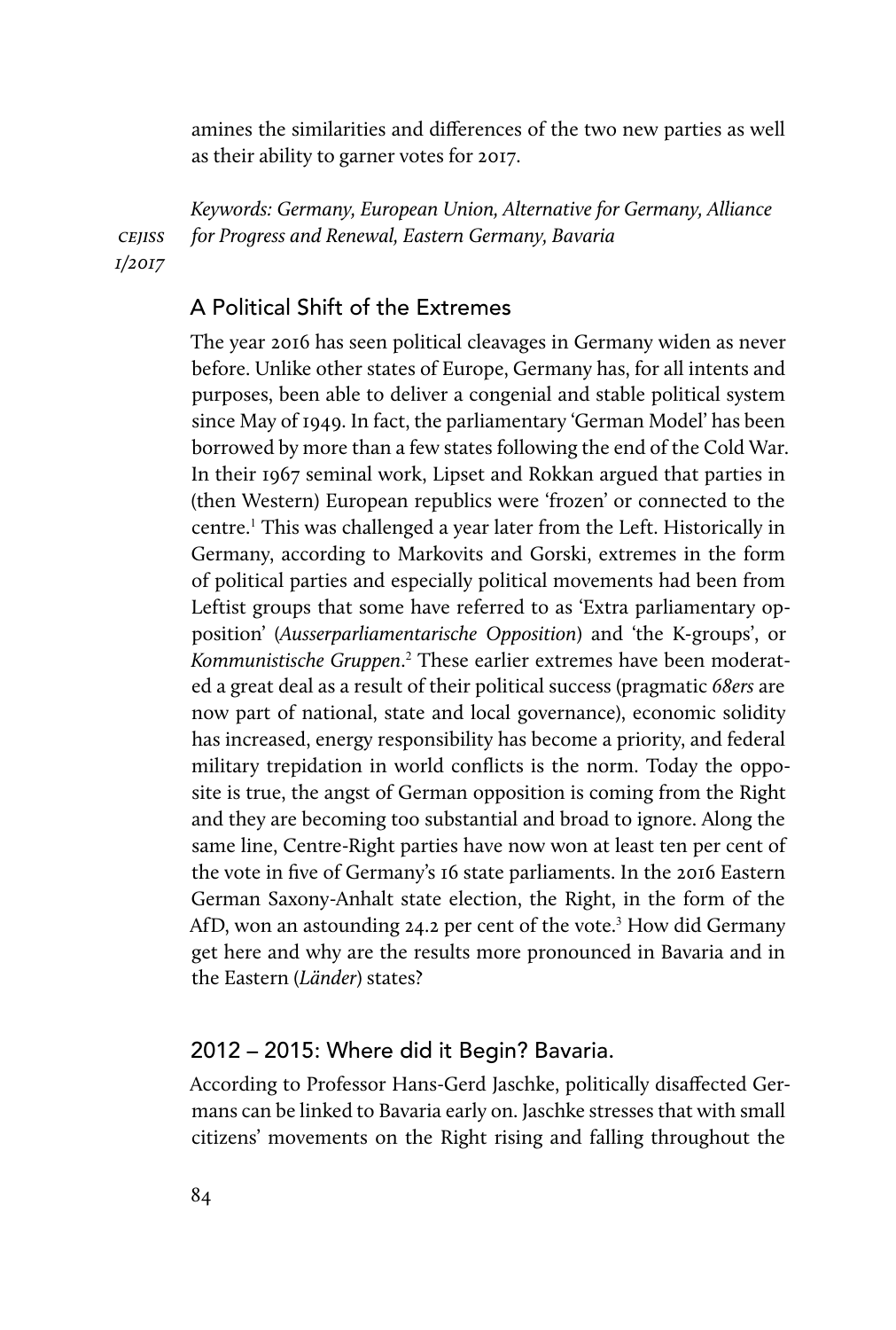amines the similarities and differences of the two new parties as well as their ability to garner votes for 2017.

*Keywords: Germany, European Union, Alternative for Germany, Alliance for Progress and Renewal, Eastern Germany, Bavaria*

## A Political Shift of the Extremes

The year 2016 has seen political cleavages in Germany widen as never before. Unlike other states of Europe, Germany has, for all intents and purposes, been able to deliver a congenial and stable political system since May of 1949. In fact, the parliamentary 'German Model' has been borrowed by more than a few states following the end of the Cold War. In their 1967 seminal work, Lipset and Rokkan argued that parties in (then Western) European republics were 'frozen' or connected to the centre.[1] This was challenged a year later from the Left. Historically in Germany, according to Markovits and Gorski, extremes in the form of political parties and especially political movements had been from Leftist groups that some have referred to as 'Extra parliamentary opposition' (*Ausserparliamentarische Opposition*) and 'the K-groups', or *Kommunistische Gruppen*.[2] These earlier extremes have been moderated a great deal as a result of their political success (pragmatic *68ers* are now part of national, state and local governance), economic solidity has increased, energy responsibility has become a priority, and federal military trepidation in world conflicts is the norm. Today the opposite is true, the angst of German opposition is coming from the Right and they are becoming too substantial and broad to ignore. Along the same line, Centre-Right parties have now won at least ten per cent of the vote in five of Germany's 16 state parliaments. In the 2016 Eastern German Saxony-Anhalt state election, the Right, in the form of the AfD, won an astounding 24.2 per cent of the vote.[3] How did Germany get here and why are the results more pronounced in Bavaria and in the Eastern (*Länder*) states?

## 2012 – 2015: Where did it Begin? Bavaria.

According to Professor Hans-Gerd Jaschke, politically disaffected Germans can be linked to Bavaria early on. Jaschke stresses that with small citizens' movements on the Right rising and falling throughout the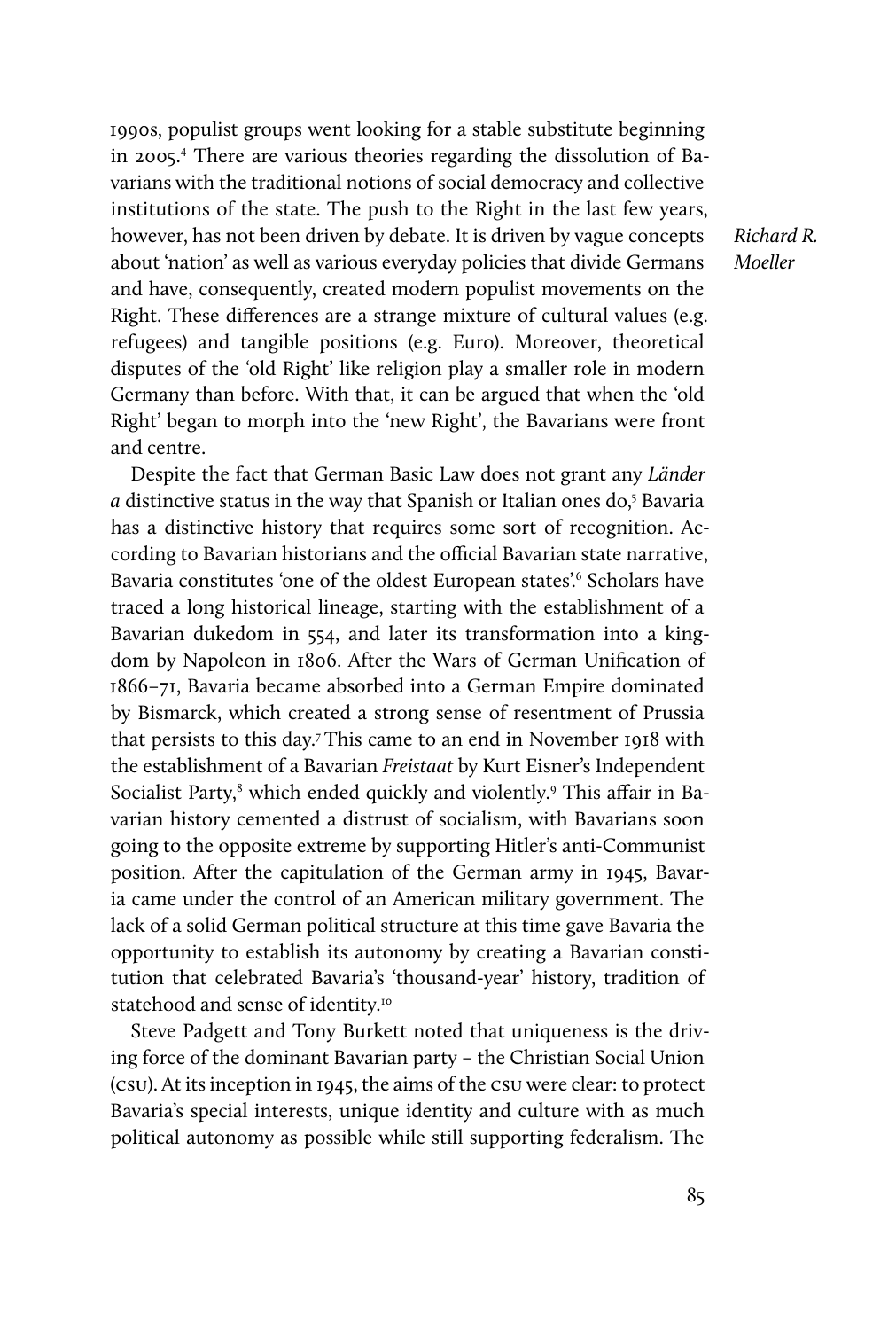1990s, populist groups went looking for a stable substitute beginning in 2005.[4] There are various theories regarding the dissolution of Bavarians with the traditional notions of social democracy and collective institutions of the state. The push to the Right in the last few years, however, has not been driven by debate. It is driven by vague concepts about 'nation' as well as various everyday policies that divide Germans and have, consequently, created modern populist movements on the Right. These differences are a strange mixture of cultural values (e.g. refugees) and tangible positions (e.g. Euro). Moreover, theoretical disputes of the 'old Right' like religion play a smaller role in modern Germany than before. With that, it can be argued that when the 'old Right' began to morph into the 'new Right', the Bavarians were front and centre.

Despite the fact that German Basic Law does not grant any *Länder a* distinctive status in the way that Spanish or Italian ones do,[5] Bavaria has a distinctive history that requires some sort of recognition. According to Bavarian historians and the official Bavarian state narrative, Bavaria constitutes 'one of the oldest European states'.[6] Scholars have traced a long historical lineage, starting with the establishment of a Bavarian dukedom in 554, and later its transformation into a kingdom by Napoleon in 1806. After the Wars of German Unification of 1866–71, Bavaria became absorbed into a German Empire dominated by Bismarck, which created a strong sense of resentment of Prussia that persists to this day.[7] This came to an end in November 1918 with the establishment of a Bavarian *Freistaat* by Kurt Eisner's Independent Socialist Party,[8] which ended quickly and violently.[9] This affair in Bavarian history cemented a distrust of socialism, with Bavarians soon going to the opposite extreme by supporting Hitler's anti-Communist position. After the capitulation of the German army in 1945, Bavaria came under the control of an American military government. The lack of a solid German political structure at this time gave Bavaria the opportunity to establish its autonomy by creating a Bavarian constitution that celebrated Bavaria's 'thousand-year' history, tradition of statehood and sense of identity.[10]

Steve Padgett and Tony Burkett noted that uniqueness is the driving force of the dominant Bavarian party – the Christian Social Union (CSU). At its inception in 1945, the aims of the CSU were clear: to protect Bavaria's special interests, unique identity and culture with as much political autonomy as possible while still supporting federalism. The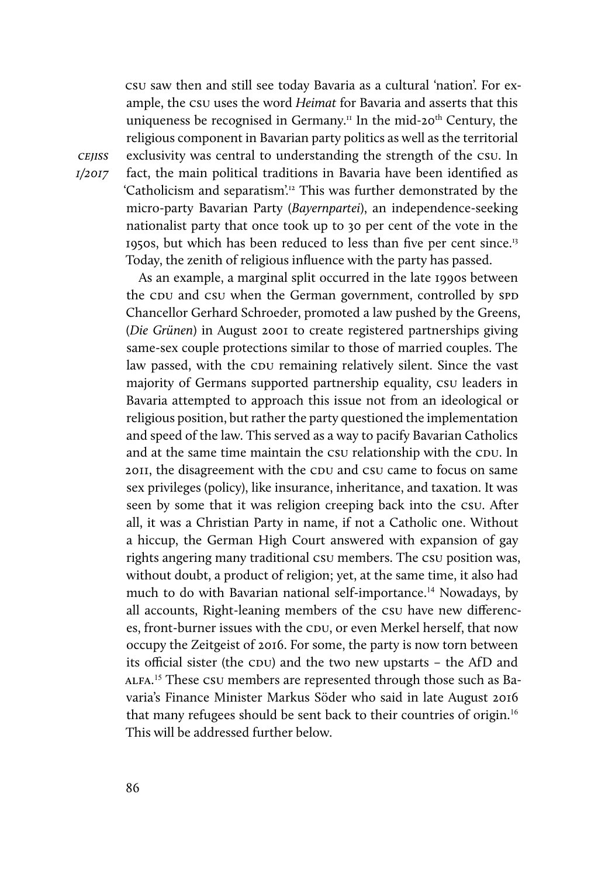CSU saw then and still see today Bavaria as a cultural 'nation'. For example, the CSU uses the word *Heimat* for Bavaria and asserts that this uniqueness be recognised in Germany.[11] In the mid-20th Century, the religious component in Bavarian party politics as well as the territorial exclusivity was central to understanding the strength of the CSU. In fact, the main political traditions in Bavaria have been identified as 'Catholicism and separatism'.[12] This was further demonstrated by the micro-party Bavarian Party (*Bayernpartei*), an independence-seeking nationalist party that once took up to 30 per cent of the vote in the 1950s, but which has been reduced to less than five per cent since.[13] Today, the zenith of religious influence with the party has passed.

As an example, a marginal split occurred in the late 1990s between the CDU and CSU when the German government, controlled by SPD Chancellor Gerhard Schroeder, promoted a law pushed by the Greens, (*Die Grünen*) in August 2001 to create registered partnerships giving same-sex couple protections similar to those of married couples. The law passed, with the CDU remaining relatively silent. Since the vast majority of Germans supported partnership equality, CSU leaders in Bavaria attempted to approach this issue not from an ideological or religious position, but rather the party questioned the implementation and speed of the law. This served as a way to pacify Bavarian Catholics and at the same time maintain the CSU relationship with the CDU. In 2011, the disagreement with the CDU and CSU came to focus on same sex privileges (policy), like insurance, inheritance, and taxation. It was seen by some that it was religion creeping back into the CSU. After all, it was a Christian Party in name, if not a Catholic one. Without a hiccup, the German High Court answered with expansion of gay rights angering many traditional CSU members. The CSU position was, without doubt, a product of religion; yet, at the same time, it also had much to do with Bavarian national self-importance.[14] Nowadays, by all accounts, Right-leaning members of the CSU have new differences, front-burner issues with the CDU, or even Merkel herself, that now occupy the Zeitgeist of 2016. For some, the party is now torn between its official sister (the CDU) and the two new upstarts – the AfD and ALFA.[15] These CSU members are represented through those such as Bavaria's Finance Minister Markus Söder who said in late August 2016 that many refugees should be sent back to their countries of origin.[16] This will be addressed further below.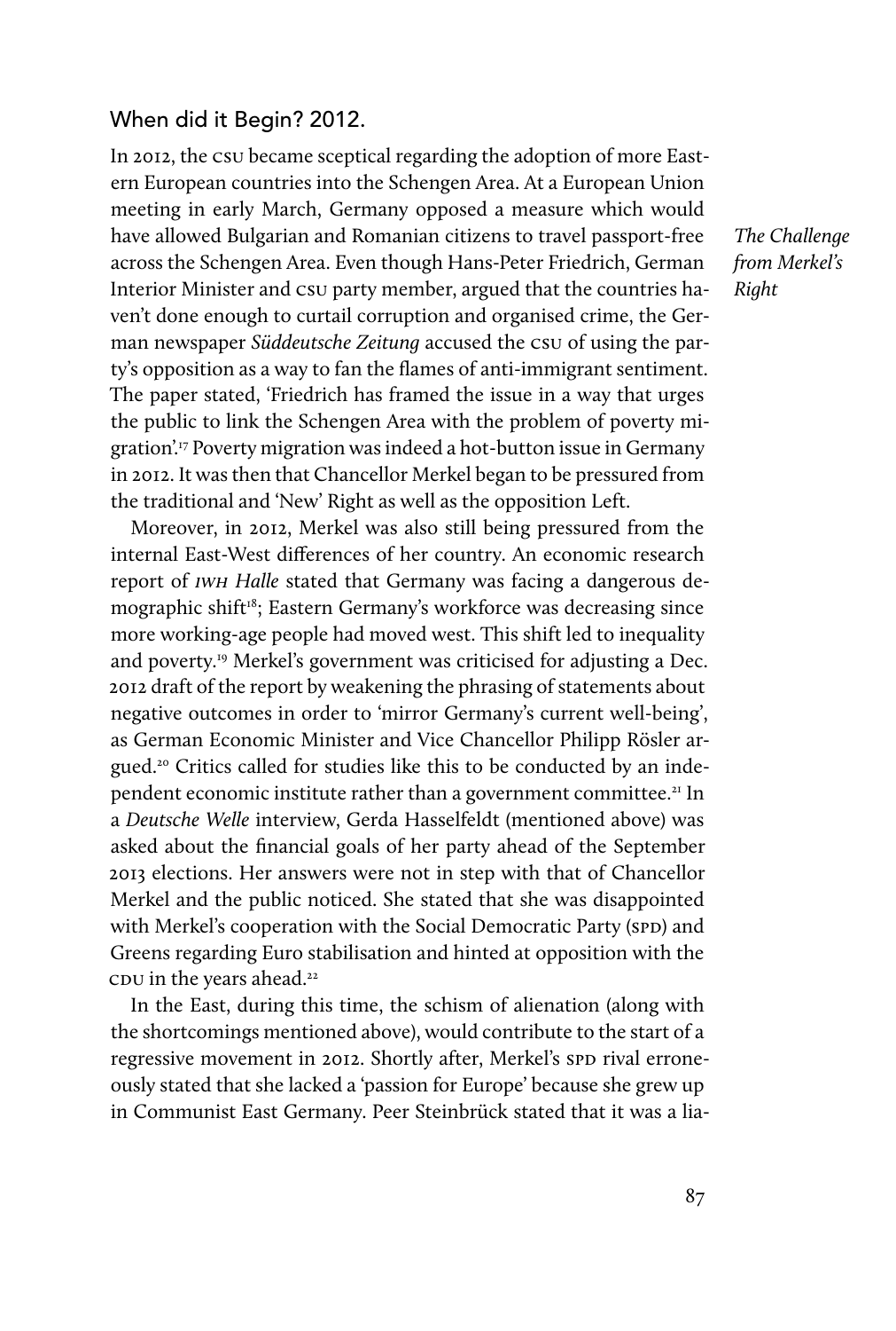## When did it Begin? 2012.

In 2012, the CSU became sceptical regarding the adoption of more Eastern European countries into the Schengen Area. At a European Union meeting in early March, Germany opposed a measure which would have allowed Bulgarian and Romanian citizens to travel passport-free across the Schengen Area. Even though Hans-Peter Friedrich, German Interior Minister and CSU party member, argued that the countries haven't done enough to curtail corruption and organised crime, the German newspaper *Süddeutsche Zeitung* accused the CSU of using the party's opposition as a way to fan the flames of anti-immigrant sentiment. The paper stated, 'Friedrich has framed the issue in a way that urges the public to link the Schengen Area with the problem of poverty migration'.[17] Poverty migration was indeed a hot-button issue in Germany in 2012. It was then that Chancellor Merkel began to be pressured from the traditional and 'New' Right as well as the opposition Left.

*The Challenge from Merkel's Right*

Moreover, in 2012, Merkel was also still being pressured from the internal East-West differences of her country. An economic research report of *IWH Halle* stated that Germany was facing a dangerous demographic shift[18]; Eastern Germany's workforce was decreasing since more working-age people had moved west. This shift led to inequality and poverty.[19] Merkel's government was criticised for adjusting a Dec. 2012 draft of the report by weakening the phrasing of statements about negative outcomes in order to 'mirror Germany's current well-being', as German Economic Minister and Vice Chancellor Philipp Rösler argued.[20] Critics called for studies like this to be conducted by an independent economic institute rather than a government committee.[21] In a *Deutsche Welle* interview, Gerda Hasselfeldt (mentioned above) was asked about the financial goals of her party ahead of the September 2013 elections. Her answers were not in step with that of Chancellor Merkel and the public noticed. She stated that she was disappointed with Merkel's cooperation with the Social Democratic Party (SPD) and Greens regarding Euro stabilisation and hinted at opposition with the CDU in the years ahead.[22]

In the East, during this time, the schism of alienation (along with the shortcomings mentioned above), would contribute to the start of a regressive movement in 2012. Shortly after, Merkel's SPD rival erroneously stated that she lacked a 'passion for Europe' because she grew up in Communist East Germany. Peer Steinbrück stated that it was a lia-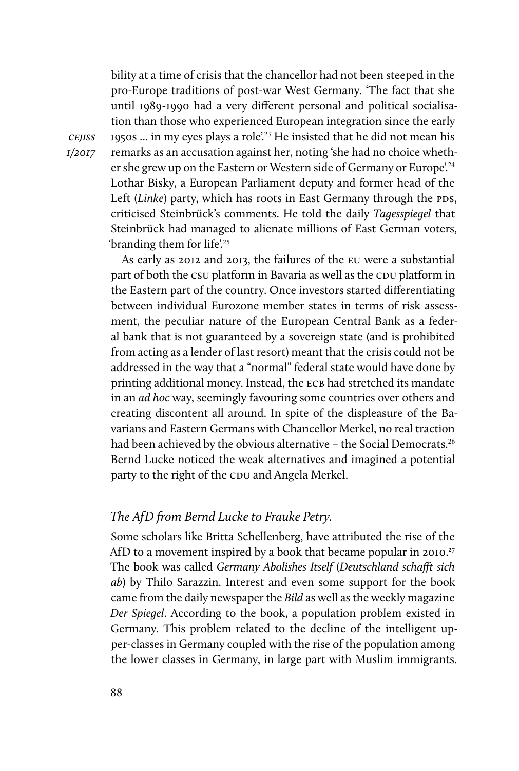bility at a time of crisis that the chancellor had not been steeped in the pro-Europe traditions of post-war West Germany. 'The fact that she until 1989-1990 had a very different personal and political socialisation than those who experienced European integration since the early 1950s ... in my eyes plays a role'.[23] He insisted that he did not mean his remarks as an accusation against her, noting 'she had no choice whether she grew up on the Eastern or Western side of Germany or Europe'.[24] Lothar Bisky, a European Parliament deputy and former head of the Left (*Linke*) party, which has roots in East Germany through the PDS, criticised Steinbrück's comments. He told the daily *Tagesspiegel* that Steinbrück had managed to alienate millions of East German voters, 'branding them for life'.[25]

As early as 2012 and 2013, the failures of the EU were a substantial part of both the CSU platform in Bavaria as well as the CDU platform in the Eastern part of the country. Once investors started differentiating between individual Eurozone member states in terms of risk assessment, the peculiar nature of the European Central Bank as a federal bank that is not guaranteed by a sovereign state (and is prohibited from acting as a lender of last resort) meant that the crisis could not be addressed in the way that a "normal" federal state would have done by printing additional money. Instead, the ECB had stretched its mandate in an *ad hoc* way, seemingly favouring some countries over others and creating discontent all around. In spite of the displeasure of the Bavarians and Eastern Germans with Chancellor Merkel, no real traction had been achieved by the obvious alternative – the Social Democrats.[26] Bernd Lucke noticed the weak alternatives and imagined a potential party to the right of the CDU and Angela Merkel.

### *The AfD from Bernd Lucke to Frauke Petry.*

Some scholars like Britta Schellenberg, have attributed the rise of the AfD to a movement inspired by a book that became popular in 2010.[27] The book was called *Germany Abolishes Itself* (*Deutschland schafft sich ab*) by Thilo Sarazzin. Interest and even some support for the book came from the daily newspaper the *Bild* as well as the weekly magazine *Der Spiegel*. According to the book, a population problem existed in Germany. This problem related to the decline of the intelligent upper-classes in Germany coupled with the rise of the population among the lower classes in Germany, in large part with Muslim immigrants.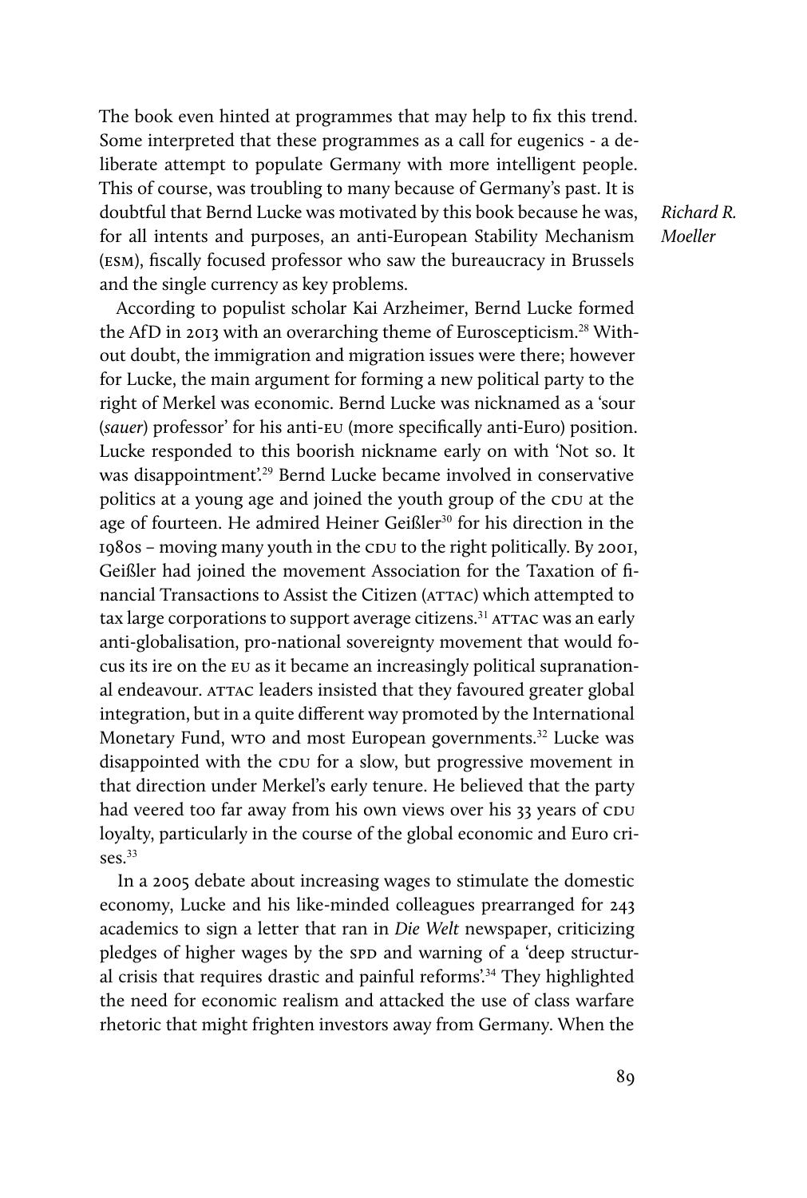The book even hinted at programmes that may help to fix this trend. Some interpreted that these programmes as a call for eugenics - a deliberate attempt to populate Germany with more intelligent people. This of course, was troubling to many because of Germany's past. It is doubtful that Bernd Lucke was motivated by this book because he was, for all intents and purposes, an anti-European Stability Mechanism (ESM), fiscally focused professor who saw the bureaucracy in Brussels and the single currency as key problems.

According to populist scholar Kai Arzheimer, Bernd Lucke formed the AfD in 2013 with an overarching theme of Euroscepticism.[28] Without doubt, the immigration and migration issues were there; however for Lucke, the main argument for forming a new political party to the right of Merkel was economic. Bernd Lucke was nicknamed as a 'sour (*sauer*) professor' for his anti-EU (more specifically anti-Euro) position. Lucke responded to this boorish nickname early on with 'Not so. It was disappointment'.[29] Bernd Lucke became involved in conservative politics at a young age and joined the youth group of the CDU at the age of fourteen. He admired Heiner Geißler[30] for his direction in the 1980s – moving many youth in the CDU to the right politically. By 2001, Geißler had joined the movement Association for the Taxation of financial Transactions to Assist the Citizen (ATTAC) which attempted to tax large corporations to support average citizens.[31] ATTAC was an early anti-globalisation, pro-national sovereignty movement that would focus its ire on the EU as it became an increasingly political supranational endeavour. ATTAC leaders insisted that they favoured greater global integration, but in a quite different way promoted by the International Monetary Fund, WTO and most European governments.[32] Lucke was disappointed with the CDU for a slow, but progressive movement in that direction under Merkel's early tenure. He believed that the party had veered too far away from his own views over his 33 years of CDU loyalty, particularly in the course of the global economic and Euro crises.[33]

In a 2005 debate about increasing wages to stimulate the domestic economy, Lucke and his like-minded colleagues prearranged for 243 academics to sign a letter that ran in *Die Welt* newspaper, criticizing pledges of higher wages by the SPD and warning of a 'deep structural crisis that requires drastic and painful reforms'.[34] They highlighted the need for economic realism and attacked the use of class warfare rhetoric that might frighten investors away from Germany. When the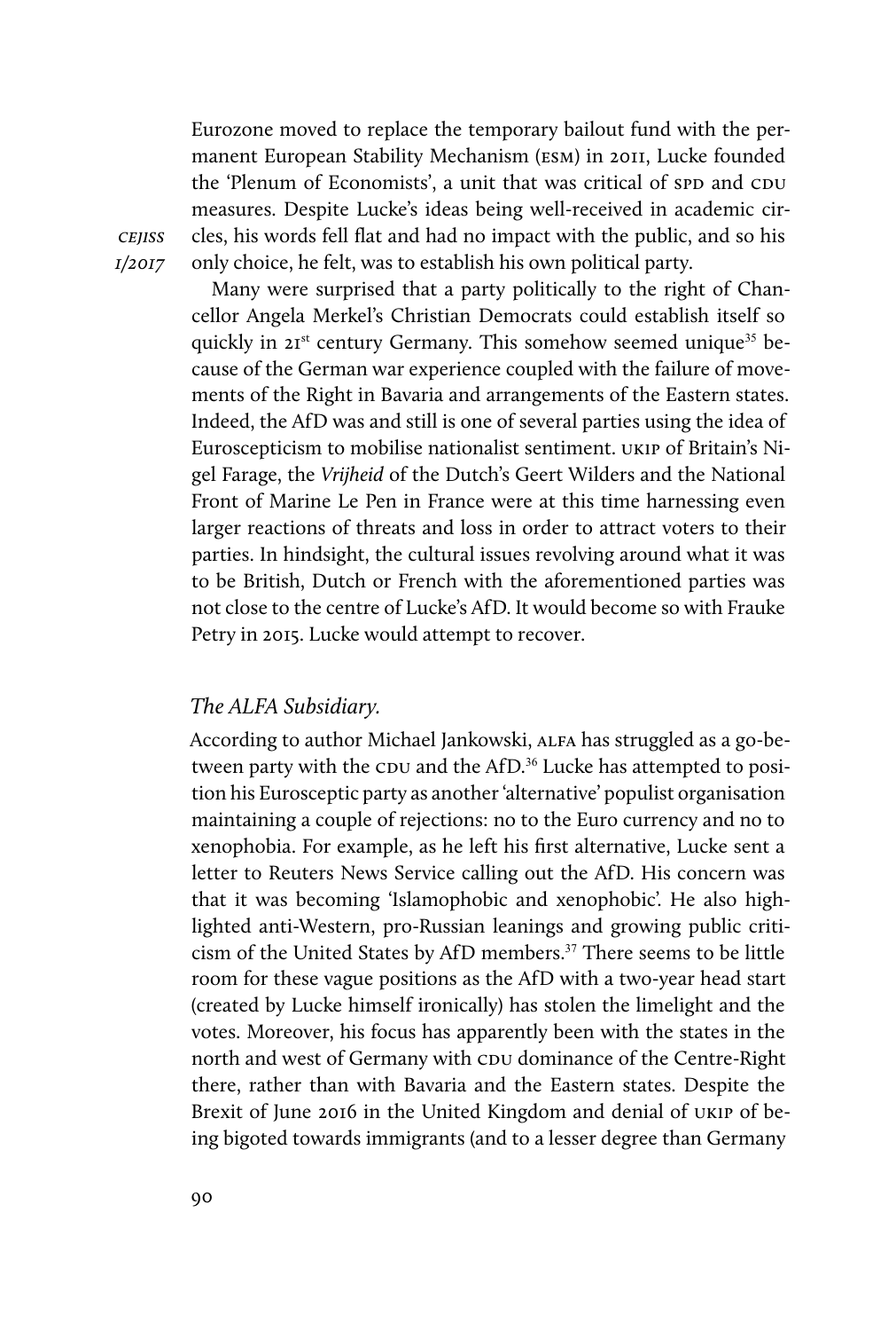Eurozone moved to replace the temporary bailout fund with the permanent European Stability Mechanism (ESM) in 2011, Lucke founded the 'Plenum of Economists', a unit that was critical of SPD and CDU measures. Despite Lucke's ideas being well-received in academic circles, his words fell flat and had no impact with the public, and so his only choice, he felt, was to establish his own political party.

Many were surprised that a party politically to the right of Chancellor Angela Merkel's Christian Democrats could establish itself so quickly in 21st century Germany. This somehow seemed unique[35] because of the German war experience coupled with the failure of movements of the Right in Bavaria and arrangements of the Eastern states. Indeed, the AfD was and still is one of several parties using the idea of Euroscepticism to mobilise nationalist sentiment. UKIP of Britain's Nigel Farage, the *Vrijheid* of the Dutch's Geert Wilders and the National Front of Marine Le Pen in France were at this time harnessing even larger reactions of threats and loss in order to attract voters to their parties. In hindsight, the cultural issues revolving around what it was to be British, Dutch or French with the aforementioned parties was not close to the centre of Lucke's AfD. It would become so with Frauke Petry in 2015. Lucke would attempt to recover.

### *The ALFA Subsidiary.*

According to author Michael Jankowski, ALFA has struggled as a go-between party with the CDU and the AfD.[36] Lucke has attempted to position his Eurosceptic party as another 'alternative' populist organisation maintaining a couple of rejections: no to the Euro currency and no to xenophobia. For example, as he left his first alternative, Lucke sent a letter to Reuters News Service calling out the AfD. His concern was that it was becoming 'Islamophobic and xenophobic'. He also highlighted anti-Western, pro-Russian leanings and growing public criticism of the United States by AfD members.[37] There seems to be little room for these vague positions as the AfD with a two-year head start (created by Lucke himself ironically) has stolen the limelight and the votes. Moreover, his focus has apparently been with the states in the north and west of Germany with CDU dominance of the Centre-Right there, rather than with Bavaria and the Eastern states. Despite the Brexit of June 2016 in the United Kingdom and denial of UKIP of being bigoted towards immigrants (and to a lesser degree than Germany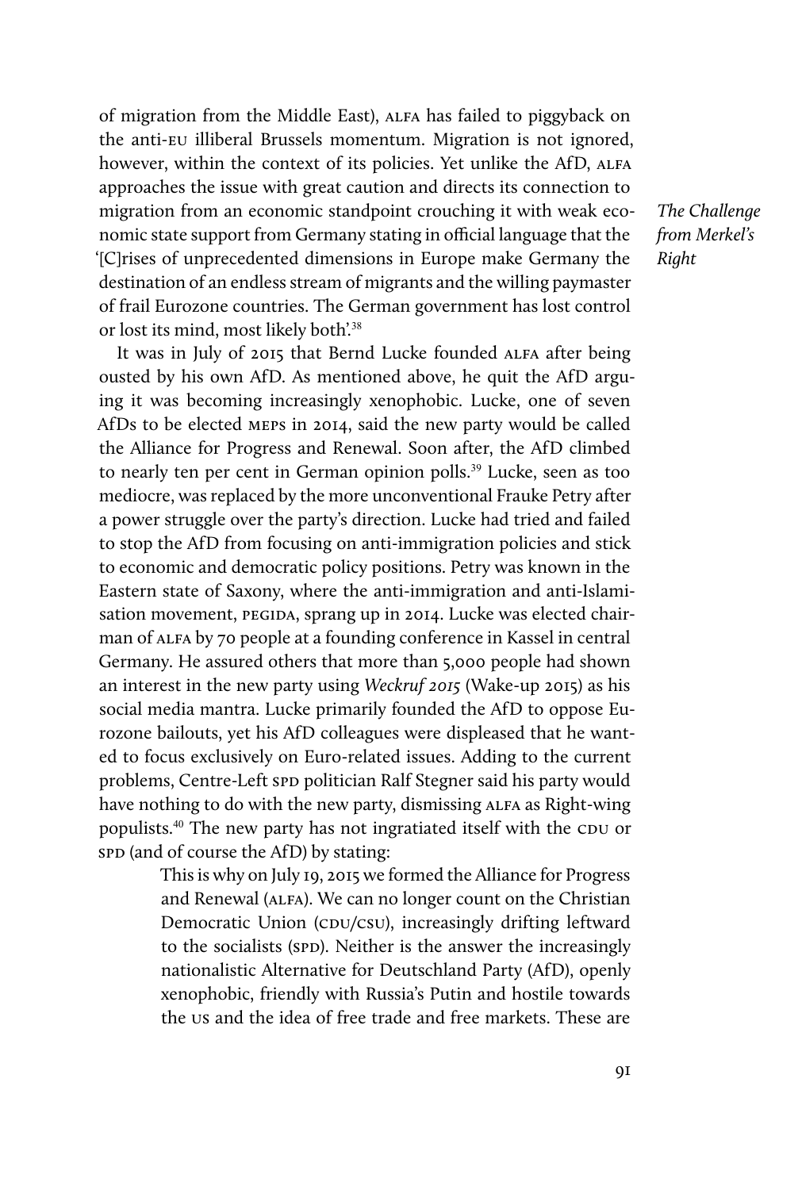of migration from the Middle East), ALFA has failed to piggyback on the anti-EU illiberal Brussels momentum. Migration is not ignored, however, within the context of its policies. Yet unlike the AfD, ALFA approaches the issue with great caution and directs its connection to migration from an economic standpoint crouching it with weak economic state support from Germany stating in official language that the '[C]rises of unprecedented dimensions in Europe make Germany the destination of an endless stream of migrants and the willing paymaster of frail Eurozone countries. The German government has lost control or lost its mind, most likely both'.[38]

It was in July of 2015 that Bernd Lucke founded ALFA after being ousted by his own AfD. As mentioned above, he quit the AfD arguing it was becoming increasingly xenophobic. Lucke, one of seven AfDs to be elected MEPs in 2014, said the new party would be called the Alliance for Progress and Renewal. Soon after, the AfD climbed to nearly ten per cent in German opinion polls.[39] Lucke, seen as too mediocre, was replaced by the more unconventional Frauke Petry after a power struggle over the party's direction. Lucke had tried and failed to stop the AfD from focusing on anti-immigration policies and stick to economic and democratic policy positions. Petry was known in the Eastern state of Saxony, where the anti-immigration and anti-Islamisation movement, PEGIDA, sprang up in 2014. Lucke was elected chairman of ALFA by 70 people at a founding conference in Kassel in central Germany. He assured others that more than 5,000 people had shown an interest in the new party using *Weckruf 2015* (Wake-up 2015) as his social media mantra. Lucke primarily founded the AfD to oppose Eurozone bailouts, yet his AfD colleagues were displeased that he wanted to focus exclusively on Euro-related issues. Adding to the current problems, Centre-Left SPD politician Ralf Stegner said his party would have nothing to do with the new party, dismissing ALFA as Right-wing populists.[40] The new party has not ingratiated itself with the CDU or SPD (and of course the AfD) by stating:

> This is why on July 19, 2015 we formed the Alliance for Progress and Renewal (ALFA). We can no longer count on the Christian Democratic Union (CDU/CSU), increasingly drifting leftward to the socialists (SPD). Neither is the answer the increasingly nationalistic Alternative for Deutschland Party (AfD), openly xenophobic, friendly with Russia's Putin and hostile towards the US and the idea of free trade and free markets. These are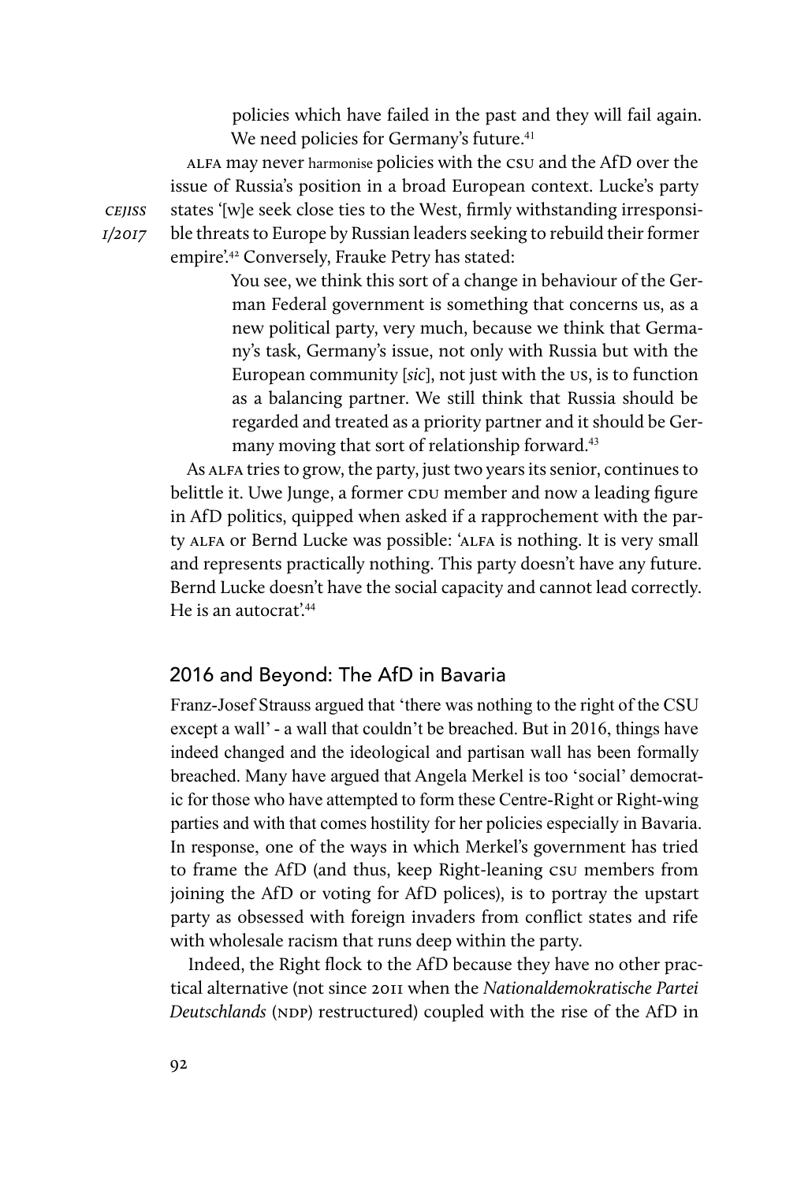policies which have failed in the past and they will fail again. We need policies for Germany's future.[41]

ALFA may never harmonise policies with the CSU and the AfD over the issue of Russia's position in a broad European context. Lucke's party states '[w]e seek close ties to the West, firmly withstanding irresponsible threats to Europe by Russian leaders seeking to rebuild their former empire'.[42] Conversely, Frauke Petry has stated:

> You see, we think this sort of a change in behaviour of the German Federal government is something that concerns us, as a new political party, very much, because we think that Germany's task, Germany's issue, not only with Russia but with the European community [*sic*], not just with the US, is to function as a balancing partner. We still think that Russia should be regarded and treated as a priority partner and it should be Germany moving that sort of relationship forward.[43]

As ALFA tries to grow, the party, just two years its senior, continues to belittle it. Uwe Junge, a former CDU member and now a leading figure in AfD politics, quipped when asked if a rapprochement with the party ALFA or Bernd Lucke was possible: 'ALFA is nothing. It is very small and represents practically nothing. This party doesn't have any future. Bernd Lucke doesn't have the social capacity and cannot lead correctly. He is an autocrat'.[44]

## 2016 and Beyond: The AfD in Bavaria

Franz-Josef Strauss argued that 'there was nothing to the right of the CSU except a wall' - a wall that couldn't be breached. But in 2016, things have indeed changed and the ideological and partisan wall has been formally breached. Many have argued that Angela Merkel is too 'social' democratic for those who have attempted to form these Centre-Right or Right-wing parties and with that comes hostility for her policies especially in Bavaria. In response, one of the ways in which Merkel's government has tried to frame the AfD (and thus, keep Right-leaning CSU members from joining the AfD or voting for AfD polices), is to portray the upstart party as obsessed with foreign invaders from conflict states and rife with wholesale racism that runs deep within the party.

Indeed, the Right flock to the AfD because they have no other practical alternative (not since 2011 when the *Nationaldemokratische Partei Deutschlands* (NDP) restructured) coupled with the rise of the AfD in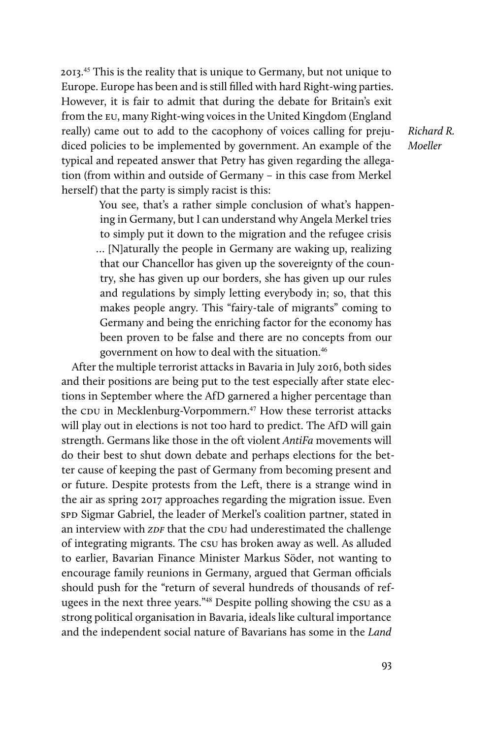2013.[45] This is the reality that is unique to Germany, but not unique to Europe. Europe has been and is still filled with hard Right-wing parties. However, it is fair to admit that during the debate for Britain's exit from the EU, many Right-wing voices in the United Kingdom (England really) came out to add to the cacophony of voices calling for prejudiced policies to be implemented by government. An example of the typical and repeated answer that Petry has given regarding the allegation (from within and outside of Germany – in this case from Merkel herself) that the party is simply racist is this:

> You see, that's a rather simple conclusion of what's happening in Germany, but I can understand why Angela Merkel tries to simply put it down to the migration and the refugee crisis … [N]aturally the people in Germany are waking up, realizing that our Chancellor has given up the sovereignty of the country, she has given up our borders, she has given up our rules and regulations by simply letting everybody in; so, that this makes people angry. This "fairy-tale of migrants" coming to Germany and being the enriching factor for the economy has been proven to be false and there are no concepts from our government on how to deal with the situation.[46]

After the multiple terrorist attacks in Bavaria in July 2016, both sides and their positions are being put to the test especially after state elections in September where the AfD garnered a higher percentage than the CDU in Mecklenburg-Vorpommern.[47] How these terrorist attacks will play out in elections is not too hard to predict. The AfD will gain strength. Germans like those in the oft violent *AntiFa* movements will do their best to shut down debate and perhaps elections for the better cause of keeping the past of Germany from becoming present and or future. Despite protests from the Left, there is a strange wind in the air as spring 2017 approaches regarding the migration issue. Even SPD Sigmar Gabriel, the leader of Merkel's coalition partner, stated in an interview with *ZDF* that the CDU had underestimated the challenge of integrating migrants. The CSU has broken away as well. As alluded to earlier, Bavarian Finance Minister Markus Söder, not wanting to encourage family reunions in Germany, argued that German officials should push for the "return of several hundreds of thousands of refugees in the next three years."[48] Despite polling showing the CSU as a strong political organisation in Bavaria, ideals like cultural importance and the independent social nature of Bavarians has some in the *Land*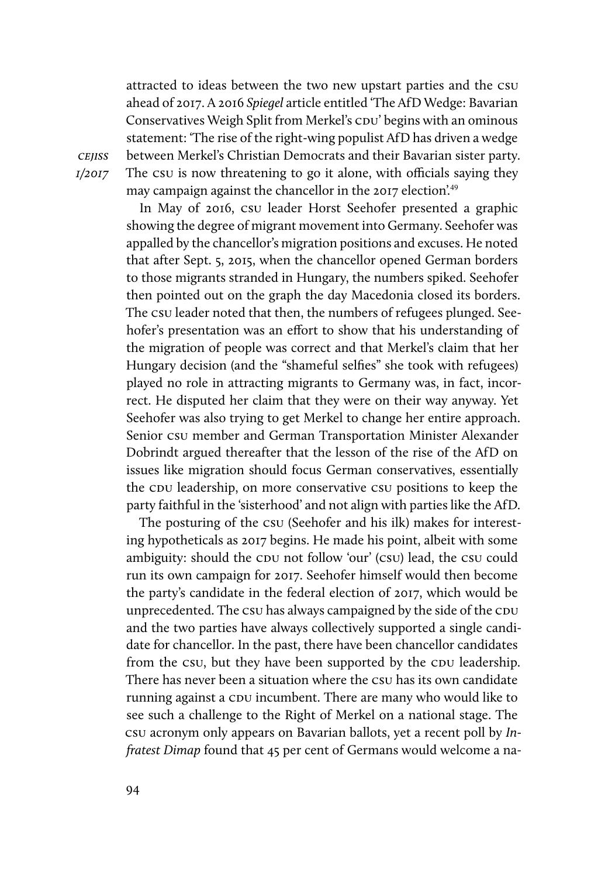attracted to ideas between the two new upstart parties and the CSU ahead of 2017. A 2016 *Spiegel* article entitled 'The AfD Wedge: Bavarian Conservatives Weigh Split from Merkel's CDU' begins with an ominous statement: 'The rise of the right-wing populist AfD has driven a wedge between Merkel's Christian Democrats and their Bavarian sister party. The CSU is now threatening to go it alone, with officials saying they may campaign against the chancellor in the 2017 election'.[49]

In May of 2016, CSU leader Horst Seehofer presented a graphic showing the degree of migrant movement into Germany. Seehofer was appalled by the chancellor's migration positions and excuses. He noted that after Sept. 5, 2015, when the chancellor opened German borders to those migrants stranded in Hungary, the numbers spiked. Seehofer then pointed out on the graph the day Macedonia closed its borders. The CSU leader noted that then, the numbers of refugees plunged. Seehofer's presentation was an effort to show that his understanding of the migration of people was correct and that Merkel's claim that her Hungary decision (and the "shameful selfies" she took with refugees) played no role in attracting migrants to Germany was, in fact, incorrect. He disputed her claim that they were on their way anyway. Yet Seehofer was also trying to get Merkel to change her entire approach. Senior CSU member and German Transportation Minister Alexander Dobrindt argued thereafter that the lesson of the rise of the AfD on issues like migration should focus German conservatives, essentially the CDU leadership, on more conservative CSU positions to keep the party faithful in the 'sisterhood' and not align with parties like the AfD.

The posturing of the CSU (Seehofer and his ilk) makes for interesting hypotheticals as 2017 begins. He made his point, albeit with some ambiguity: should the CDU not follow 'our' (CSU) lead, the CSU could run its own campaign for 2017. Seehofer himself would then become the party's candidate in the federal election of 2017, which would be unprecedented. The CSU has always campaigned by the side of the CDU and the two parties have always collectively supported a single candidate for chancellor. In the past, there have been chancellor candidates from the CSU, but they have been supported by the CDU leadership. There has never been a situation where the CSU has its own candidate running against a CDU incumbent. There are many who would like to see such a challenge to the Right of Merkel on a national stage. The CSU acronym only appears on Bavarian ballots, yet a recent poll by *Infratest Dimap* found that 45 per cent of Germans would welcome a na-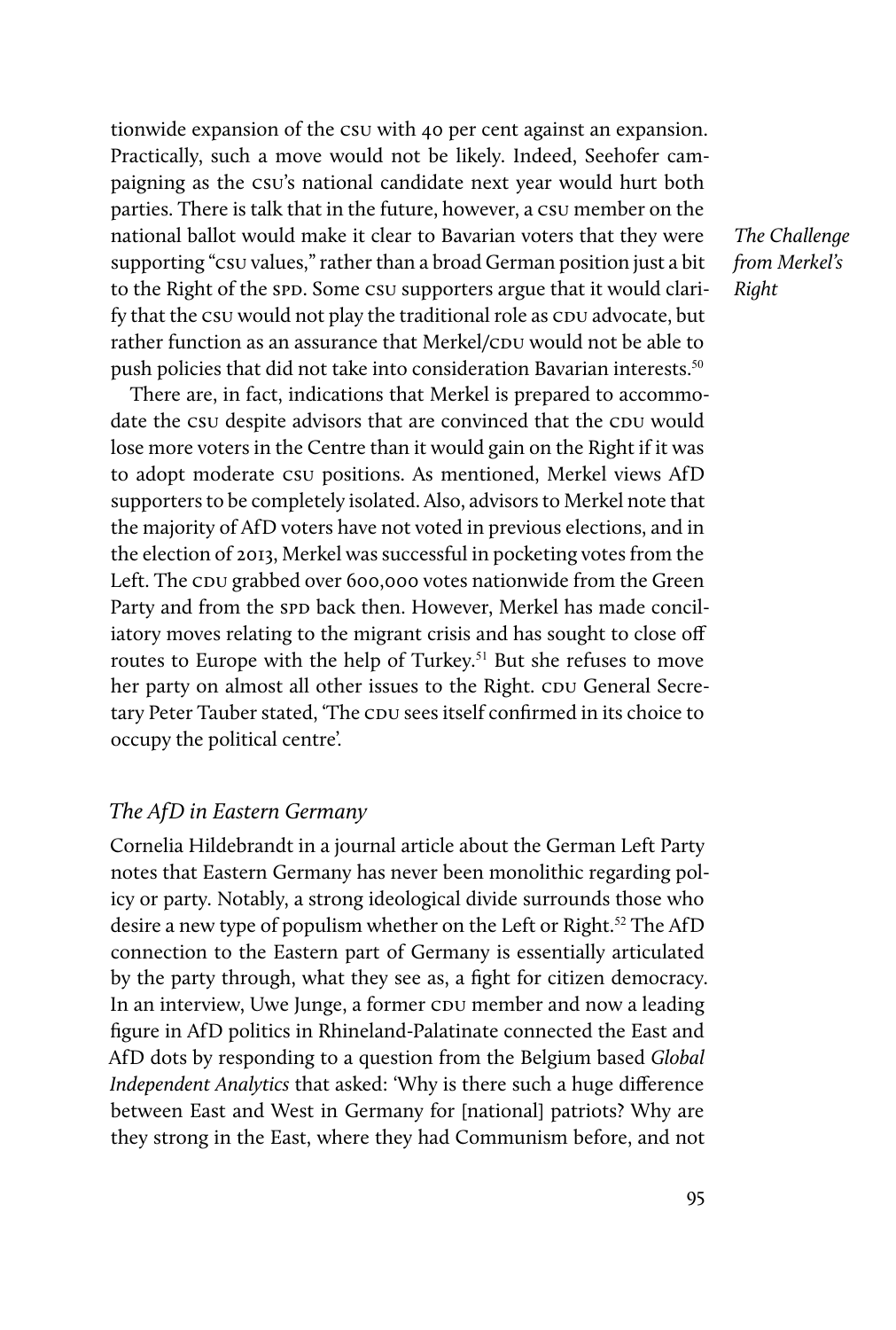tionwide expansion of the CSU with 40 per cent against an expansion. Practically, such a move would not be likely. Indeed, Seehofer campaigning as the CSU's national candidate next year would hurt both parties. There is talk that in the future, however, a CSU member on the national ballot would make it clear to Bavarian voters that they were supporting "CSU values," rather than a broad German position just a bit to the Right of the SPD. Some CSU supporters argue that it would clarify that the CSU would not play the traditional role as CDU advocate, but rather function as an assurance that Merkel/CDU would not be able to push policies that did not take into consideration Bavarian interests.[50]

*The Challenge from Merkel's Right*

There are, in fact, indications that Merkel is prepared to accommodate the CSU despite advisors that are convinced that the CDU would lose more voters in the Centre than it would gain on the Right if it was to adopt moderate CSU positions. As mentioned, Merkel views AfD supporters to be completely isolated. Also, advisors to Merkel note that the majority of AfD voters have not voted in previous elections, and in the election of 2013, Merkel was successful in pocketing votes from the Left. The CDU grabbed over 600,000 votes nationwide from the Green Party and from the SPD back then. However, Merkel has made conciliatory moves relating to the migrant crisis and has sought to close off routes to Europe with the help of Turkey.[51] But she refuses to move her party on almost all other issues to the Right. CDU General Secretary Peter Tauber stated, 'The CDU sees itself confirmed in its choice to occupy the political centre'.

## *The AfD in Eastern Germany*

Cornelia Hildebrandt in a journal article about the German Left Party notes that Eastern Germany has never been monolithic regarding policy or party. Notably, a strong ideological divide surrounds those who desire a new type of populism whether on the Left or Right.[52] The AfD connection to the Eastern part of Germany is essentially articulated by the party through, what they see as, a fight for citizen democracy. In an interview, Uwe Junge, a former CDU member and now a leading figure in AfD politics in Rhineland-Palatinate connected the East and AfD dots by responding to a question from the Belgium based *Global Independent Analytics* that asked: 'Why is there such a huge difference between East and West in Germany for [national] patriots? Why are they strong in the East, where they had Communism before, and not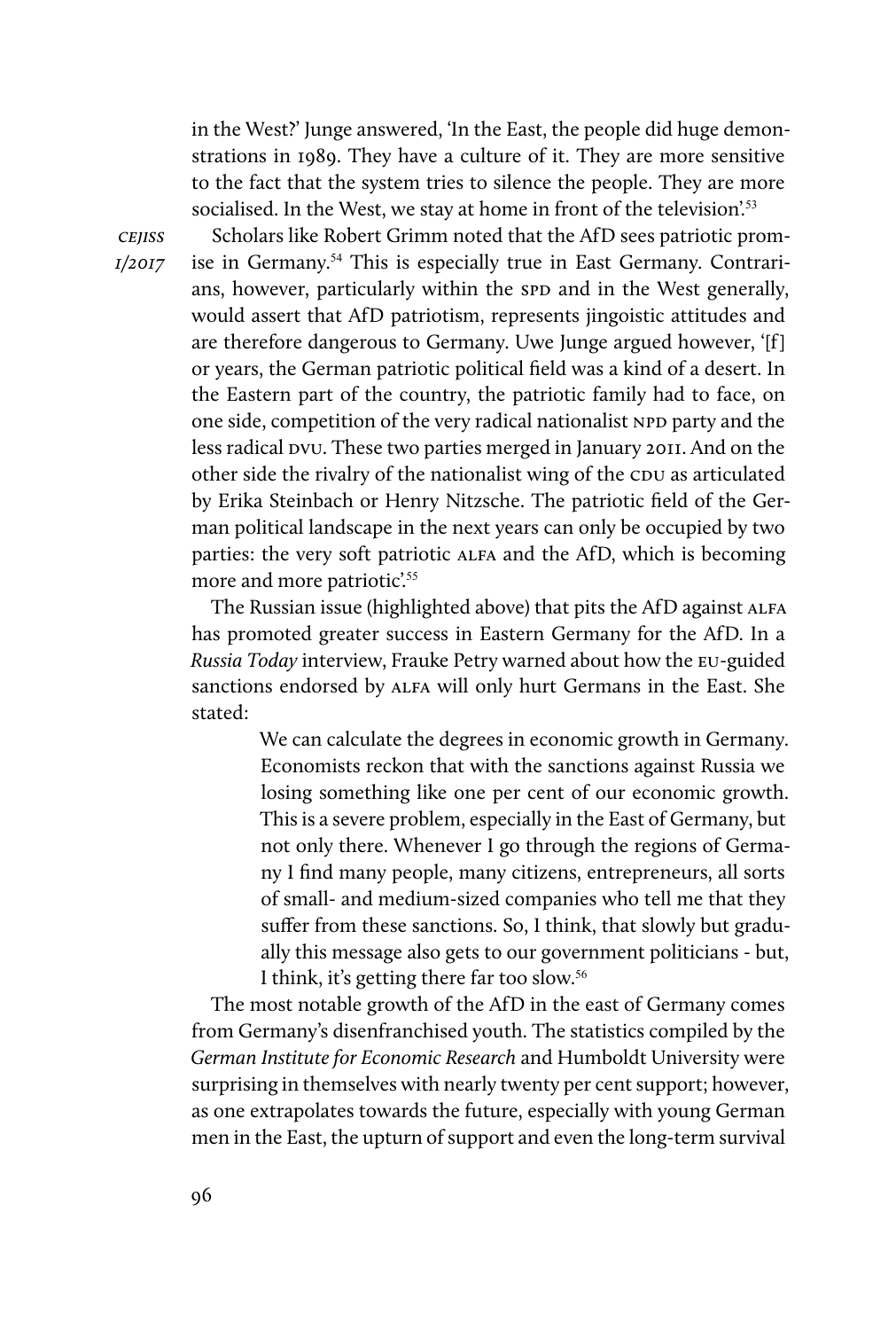in the West?' Junge answered, 'In the East, the people did huge demonstrations in 1989. They have a culture of it. They are more sensitive to the fact that the system tries to silence the people. They are more socialised. In the West, we stay at home in front of the television'.[53]

Scholars like Robert Grimm noted that the AfD sees patriotic promise in Germany.[54] This is especially true in East Germany. Contrarians, however, particularly within the SPD and in the West generally, would assert that AfD patriotism, represents jingoistic attitudes and are therefore dangerous to Germany. Uwe Junge argued however, '[f]or years, the German patriotic political field was a kind of a desert. In the Eastern part of the country, the patriotic family had to face, on one side, competition of the very radical nationalist NPD party and the less radical DVU. These two parties merged in January 2011. And on the other side the rivalry of the nationalist wing of the CDU as articulated by Erika Steinbach or Henry Nitzsche. The patriotic field of the German political landscape in the next years can only be occupied by two parties: the very soft patriotic ALFA and the AfD, which is becoming more and more patriotic'.[55]

The Russian issue (highlighted above) that pits the AfD against ALFA has promoted greater success in Eastern Germany for the AfD. In a *Russia Today* interview, Frauke Petry warned about how the EU-guided sanctions endorsed by ALFA will only hurt Germans in the East. She stated:

> We can calculate the degrees in economic growth in Germany. Economists reckon that with the sanctions against Russia we losing something like one per cent of our economic growth. This is a severe problem, especially in the East of Germany, but not only there. Whenever I go through the regions of Germany I find many people, many citizens, entrepreneurs, all sorts of small- and medium-sized companies who tell me that they suffer from these sanctions. So, I think, that slowly but gradually this message also gets to our government politicians - but, I think, it's getting there far too slow.[56]

The most notable growth of the AfD in the east of Germany comes from Germany's disenfranchised youth. The statistics compiled by the *German Institute for Economic Research* and Humboldt University were surprising in themselves with nearly twenty per cent support; however, as one extrapolates towards the future, especially with young German men in the East, the upturn of support and even the long-term survival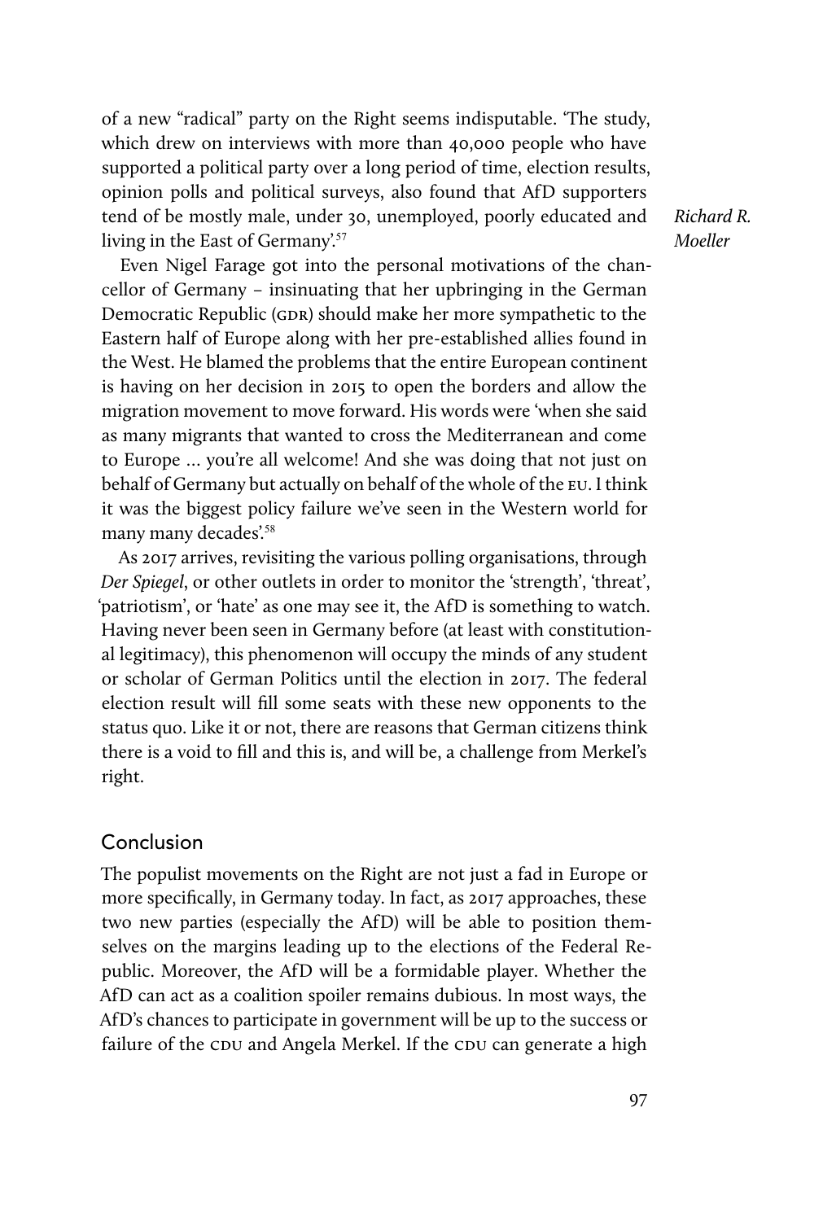of a new "radical" party on the Right seems indisputable. 'The study, which drew on interviews with more than 40,000 people who have supported a political party over a long period of time, election results, opinion polls and political surveys, also found that AfD supporters tend of be mostly male, under 30, unemployed, poorly educated and living in the East of Germany'.[57]

Even Nigel Farage got into the personal motivations of the chancellor of Germany – insinuating that her upbringing in the German Democratic Republic (GDR) should make her more sympathetic to the Eastern half of Europe along with her pre-established allies found in the West. He blamed the problems that the entire European continent is having on her decision in 2015 to open the borders and allow the migration movement to move forward. His words were 'when she said as many migrants that wanted to cross the Mediterranean and come to Europe … you're all welcome! And she was doing that not just on behalf of Germany but actually on behalf of the whole of the EU. I think it was the biggest policy failure we've seen in the Western world for many many decades'.[58]

As 2017 arrives, revisiting the various polling organisations, through *Der Spiegel*, or other outlets in order to monitor the 'strength', 'threat', 'patriotism', or 'hate' as one may see it, the AfD is something to watch. Having never been seen in Germany before (at least with constitutional legitimacy), this phenomenon will occupy the minds of any student or scholar of German Politics until the election in 2017. The federal election result will fill some seats with these new opponents to the status quo. Like it or not, there are reasons that German citizens think there is a void to fill and this is, and will be, a challenge from Merkel's right.

## Conclusion

The populist movements on the Right are not just a fad in Europe or more specifically, in Germany today. In fact, as 2017 approaches, these two new parties (especially the AfD) will be able to position themselves on the margins leading up to the elections of the Federal Republic. Moreover, the AfD will be a formidable player. Whether the AfD can act as a coalition spoiler remains dubious. In most ways, the AfD's chances to participate in government will be up to the success or failure of the CDU and Angela Merkel. If the CDU can generate a high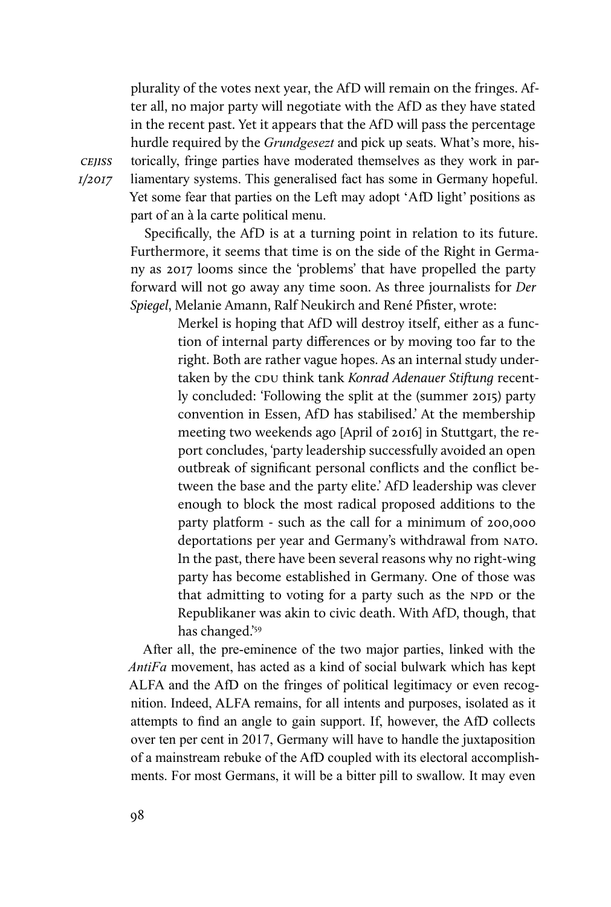plurality of the votes next year, the AfD will remain on the fringes. After all, no major party will negotiate with the AfD as they have stated in the recent past. Yet it appears that the AfD will pass the percentage hurdle required by the *Grundgesezt* and pick up seats. What's more, historically, fringe parties have moderated themselves as they work in parliamentary systems. This generalised fact has some in Germany hopeful. Yet some fear that parties on the Left may adopt 'AfD light' positions as part of an à la carte political menu.

Specifically, the AfD is at a turning point in relation to its future. Furthermore, it seems that time is on the side of the Right in Germany as 2017 looms since the 'problems' that have propelled the party forward will not go away any time soon. As three journalists for *Der Spiegel*, Melanie Amann, Ralf Neukirch and René Pfister, wrote:

> Merkel is hoping that AfD will destroy itself, either as a function of internal party differences or by moving too far to the right. Both are rather vague hopes. As an internal study undertaken by the CDU think tank *Konrad Adenauer Stiftung* recently concluded: 'Following the split at the (summer 2015) party convention in Essen, AfD has stabilised.' At the membership meeting two weekends ago [April of 2016] in Stuttgart, the report concludes, 'party leadership successfully avoided an open outbreak of significant personal conflicts and the conflict between the base and the party elite.' AfD leadership was clever enough to block the most radical proposed additions to the party platform - such as the call for a minimum of 200,000 deportations per year and Germany's withdrawal from NATO. In the past, there have been several reasons why no right-wing party has become established in Germany. One of those was that admitting to voting for a party such as the NPD or the Republikaner was akin to civic death. With AfD, though, that has changed.'[59]

After all, the pre-eminence of the two major parties, linked with the *AntiFa* movement, has acted as a kind of social bulwark which has kept ALFA and the AfD on the fringes of political legitimacy or even recognition. Indeed, ALFA remains, for all intents and purposes, isolated as it attempts to find an angle to gain support. If, however, the AfD collects over ten per cent in 2017, Germany will have to handle the juxtaposition of a mainstream rebuke of the AfD coupled with its electoral accomplishments. For most Germans, it will be a bitter pill to swallow. It may even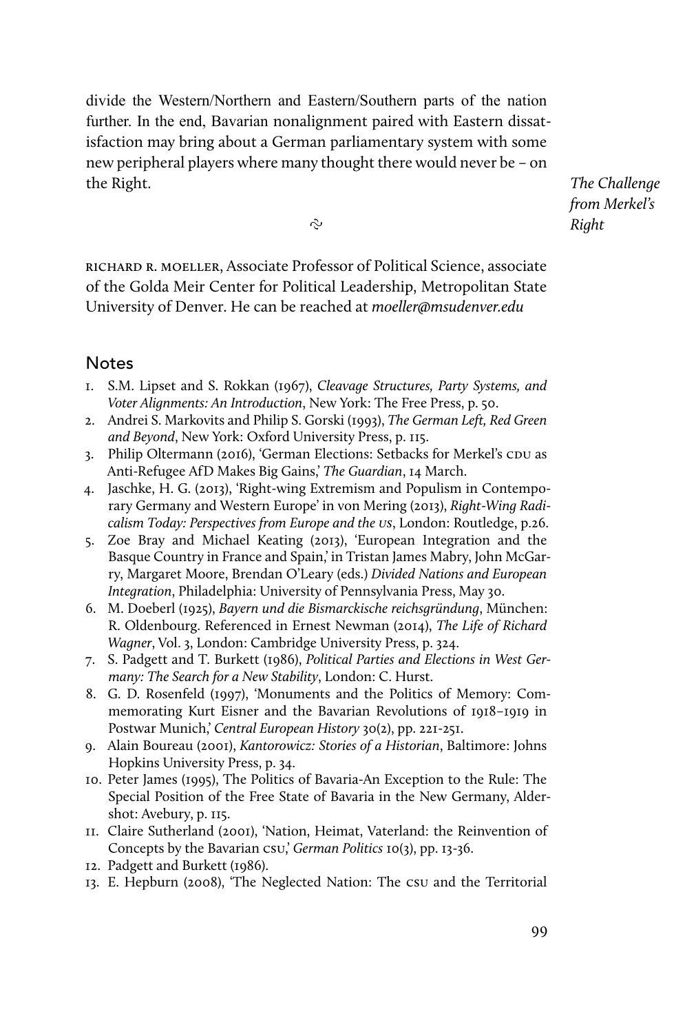divide the Western/Northern and Eastern/Southern parts of the nation further. In the end, Bavarian nonalignment paired with Eastern dissatisfaction may bring about a German parliamentary system with some new peripheral players where many thought there would never be – on the Right.

RICHARD R. MOELLER, Associate Professor of Political Science, associate of the Golda Meir Center for Political Leadership, Metropolitan State University of Denver. He can be reached at *moeller@msudenver.edu*

## Notes

1. S.M. Lipset and S. Rokkan (1967), *Cleavage Structures, Party Systems, and Voter Alignments: An Introduction*, New York: The Free Press, p. 50.
2. Andrei S. Markovits and Philip S. Gorski (1993), *The German Left, Red Green and Beyond*, New York: Oxford University Press, p. 115.
3. Philip Oltermann (2016), 'German Elections: Setbacks for Merkel's CDU as Anti-Refugee AfD Makes Big Gains,' *The Guardian*, 14 March.
4. Jaschke, H. G. (2013), 'Right-wing Extremism and Populism in Contemporary Germany and Western Europe' in von Mering (2013), *Right-Wing Radicalism Today: Perspectives from Europe and the US*, London: Routledge, p.26.
5. Zoe Bray and Michael Keating (2013), 'European Integration and the Basque Country in France and Spain,' in Tristan James Mabry, John McGarry, Margaret Moore, Brendan O'Leary (eds.) *Divided Nations and European Integration*, Philadelphia: University of Pennsylvania Press, May 30.
6. M. Doeberl (1925), *Bayern und die Bismarckische reichsgründung*, München: R. Oldenbourg. Referenced in Ernest Newman (2014), *The Life of Richard Wagner*, Vol. 3, London: Cambridge University Press, p. 324.
7. S. Padgett and T. Burkett (1986), *Political Parties and Elections in West Germany: The Search for a New Stability*, London: C. Hurst.
8. G. D. Rosenfeld (1997), 'Monuments and the Politics of Memory: Commemorating Kurt Eisner and the Bavarian Revolutions of 1918–1919 in Postwar Munich,' *Central European History* 30(2), pp. 221-251.
9. Alain Boureau (2001), *Kantorowicz: Stories of a Historian*, Baltimore: Johns Hopkins University Press, p. 34.
10. Peter James (1995), The Politics of Bavaria-An Exception to the Rule: The Special Position of the Free State of Bavaria in the New Germany, Aldershot: Avebury, p. 115.
11. Claire Sutherland (2001), 'Nation, Heimat, Vaterland: the Reinvention of Concepts by the Bavarian CSU,' *German Politics* 10(3), pp. 13-36.
12. Padgett and Burkett (1986).
13. E. Hepburn (2008), 'The Neglected Nation: The CSU and the Territorial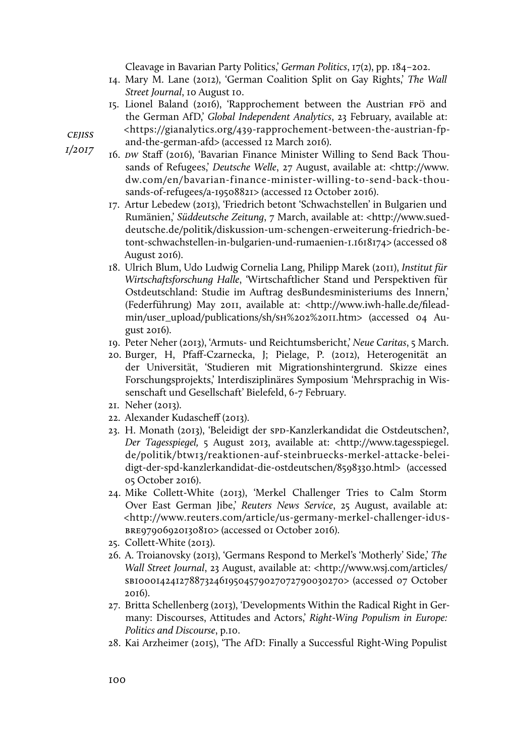Cleavage in Bavarian Party Politics,' *German Politics*, 17(2), pp. 184–202.

14. Mary M. Lane (2012), 'German Coalition Split on Gay Rights,' *The Wall Street Journal*, 10 August 10.
15. Lionel Baland (2016), 'Rapprochement between the Austrian FPÖ and the German AfD,' *Global Independent Analytics*, 23 February, available at: <https://gianalytics.org/439-rapprochement-between-the-austrian-fp-and-the-german-afd> (accessed 12 March 2016).
16. *DW* Staff (2016), 'Bavarian Finance Minister Willing to Send Back Thousands of Refugees,' *Deutsche Welle*, 27 August, available at: <http://www.dw.com/en/bavarian-finance-minister-willing-to-send-back-thousands-of-refugees/a-19508821> (accessed 12 October 2016).
17. Artur Lebedew (2013), 'Friedrich betont 'Schwachstellen' in Bulgarien und Rumänien,' *Süddeutsche Zeitung*, 7 March, available at: <http://www.sueddeutsche.de/politik/diskussion-um-schengen-erweiterung-friedrich-betont-schwachstellen-in-bulgarien-und-rumaenien-1.1618174> (accessed 08 August 2016).
18. Ulrich Blum, Udo Ludwig Cornelia Lang, Philipp Marek (2011), *Institut für Wirtschaftsforschung Halle*, 'Wirtschaftlicher Stand und Perspektiven für Ostdeutschland: Studie im Auftrag desBundesministeriums des Innern,' (Federführung) May 2011, available at: <http://www.iwh-halle.de/fileadmin/user_upload/publications/sh/SH%202%2011.htm> (accessed 04 August 2016).
19. Peter Neher (2013), 'Armuts- und Reichtumsbericht,' *Neue Caritas*, 5 March.
20. Burger, H, Pfaff-Czarnecka, J; Pielage, P. (2012), Heterogenität an der Universität, 'Studieren mit Migrationshintergrund. Skizze eines Forschungsprojekts,' Interdisziplinäres Symposium 'Mehrsprachig in Wissenschaft und Gesellschaft' Bielefeld, 6-7 February.
21. Neher (2013).
22. Alexander Kudascheff (2013).
23. H. Monath (2013), 'Beleidigt der SPD-Kanzlerkandidat die Ostdeutschen?, *Der Tagesspiegel,* 5 August 2013, available at: <http://www.tagesspiegel.de/politik/btw13/reaktionen-auf-steinbruecks-merkel-attacke-beleidigt-der-spd-kanzlerkandidat-die-ostdeutschen/8598330.html> (accessed 05 October 2016).
24. Mike Collett-White (2013), 'Merkel Challenger Tries to Calm Storm Over East German Jibe,' *Reuters News Service*, 25 August, available at: <http://www.reuters.com/article/us-germany-merkel-challenger-idUSBRE97906920130810> (accessed 01 October 2016).
25. Collett-White (2013).
26. A. Troianovsky (2013), 'Germans Respond to Merkel's 'Motherly' Side,' *The Wall Street Journal*, 23 August, available at: <http://www.wsj.com/articles/SB10001424127887324619504579027072790030270> (accessed 07 October 2016).
27. Britta Schellenberg (2013), 'Developments Within the Radical Right in Germany: Discourses, Attitudes and Actors,' *Right-Wing Populism in Europe: Politics and Discourse*, p.10.
28. Kai Arzheimer (2015), 'The AfD: Finally a Successful Right-Wing Populist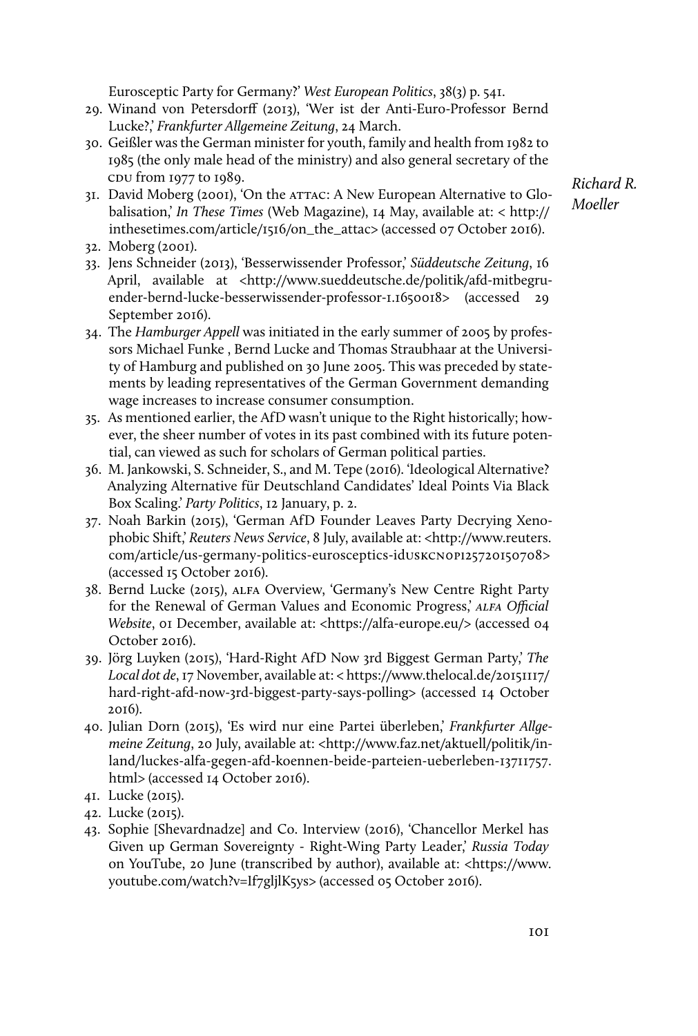Eurosceptic Party for Germany?' *West European Politics*, 38(3) p. 541.

29. Winand von Petersdorff (2013), 'Wer ist der Anti-Euro-Professor Bernd Lucke?,' *Frankfurter Allgemeine Zeitung*, 24 March.
30. Geißler was the German minister for youth, family and health from 1982 to 1985 (the only male head of the ministry) and also general secretary of the CDU from 1977 to 1989.
31. David Moberg (2001), 'On the ATTAC: A New European Alternative to Globalisation,' *In These Times* (Web Magazine), 14 May, available at: < http://inthesetimes.com/article/1516/on_the_attac> (accessed 07 October 2016).
32. Moberg (2001).
33. Jens Schneider (2013), 'Besserwissender Professor,' *Süddeutsche Zeitung*, 16 April, available at <http://www.sueddeutsche.de/politik/afd-mitbegruender-bernd-lucke-besserwissender-professor-1.1650018> (accessed 29 September 2016).
34. The *Hamburger Appell* was initiated in the early summer of 2005 by professors Michael Funke , Bernd Lucke and Thomas Straubhaar at the University of Hamburg and published on 30 June 2005. This was preceded by statements by leading representatives of the German Government demanding wage increases to increase consumer consumption.
35. As mentioned earlier, the AfD wasn't unique to the Right historically; however, the sheer number of votes in its past combined with its future potential, can viewed as such for scholars of German political parties.
36. M. Jankowski, S. Schneider, S., and M. Tepe (2016). 'Ideological Alternative? Analyzing Alternative für Deutschland Candidates' Ideal Points Via Black Box Scaling.' *Party Politics*, 12 January, p. 2.
37. Noah Barkin (2015), 'German AfD Founder Leaves Party Decrying Xenophobic Shift,' *Reuters News Service*, 8 July, available at: <http://www.reuters.com/article/us-germany-politics-eurosceptics-idUSKCN0PI25720150708> (accessed 15 October 2016).
38. Bernd Lucke (2015), ALFA Overview, 'Germany's New Centre Right Party for the Renewal of German Values and Economic Progress,' *ALFA Official Website*, 01 December, available at: <https://alfa-europe.eu/> (accessed 04 October 2016).
39. Jörg Luyken (2015), 'Hard-Right AfD Now 3rd Biggest German Party,' *The Local dot de*, 17 November, available at: < https://www.thelocal.de/20151117/hard-right-afd-now-3rd-biggest-party-says-polling> (accessed 14 October 2016).
40. Julian Dorn (2015), 'Es wird nur eine Partei überleben,' *Frankfurter Allgemeine Zeitung*, 20 July, available at: <http://www.faz.net/aktuell/politik/inland/luckes-alfa-gegen-afd-koennen-beide-parteien-ueberleben-13711757.html> (accessed 14 October 2016).
41. Lucke (2015).
42. Lucke (2015).
43. Sophie [Shevardnadze] and Co. Interview (2016), 'Chancellor Merkel has Given up German Sovereignty - Right-Wing Party Leader,' *Russia Today* on YouTube, 20 June (transcribed by author), available at: <https://www.youtube.com/watch?v=If7gljlK5ys> (accessed 05 October 2016).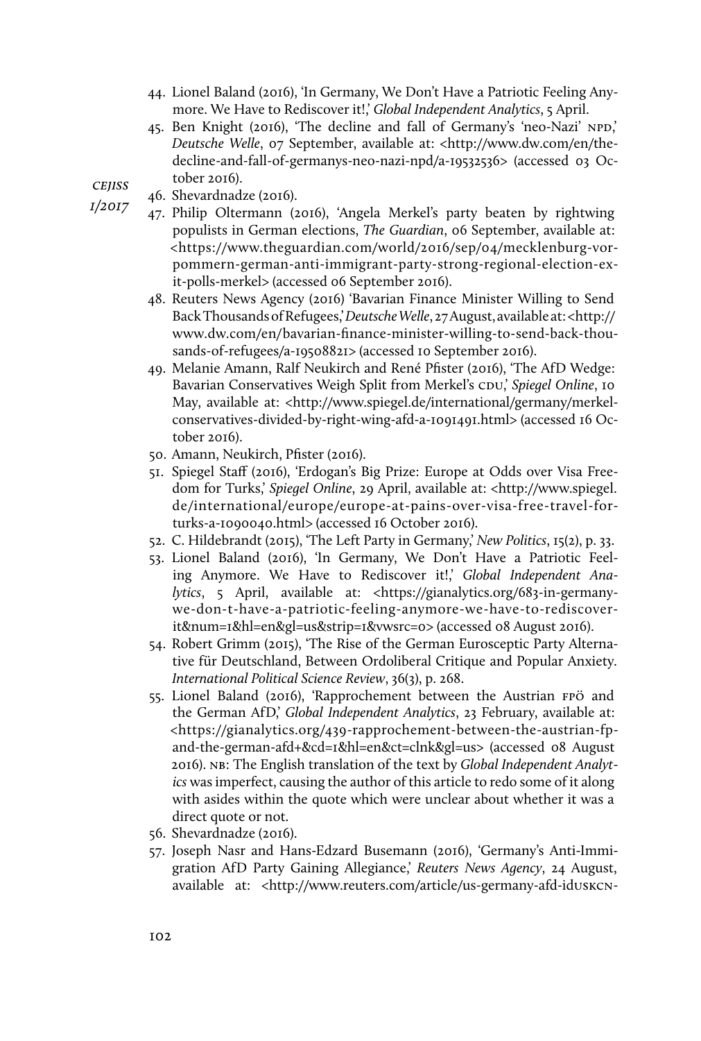44. Lionel Baland (2016), 'In Germany, We Don't Have a Patriotic Feeling Anymore. We Have to Rediscover it!,' *Global Independent Analytics*, 5 April.
45. Ben Knight (2016), 'The decline and fall of Germany's 'neo-Nazi' NPD,' *Deutsche Welle*, 07 September, available at: <http://www.dw.com/en/the-decline-and-fall-of-germanys-neo-nazi-npd/a-19532536> (accessed 03 October 2016).
46. Shevardnadze (2016).
47. Philip Oltermann (2016), 'Angela Merkel's party beaten by rightwing populists in German elections, *The Guardian*, 06 September, available at: <https://www.theguardian.com/world/2016/sep/04/mecklenburg-vorpommern-german-anti-immigrant-party-strong-regional-election-exit-polls-merkel> (accessed 06 September 2016).
48. Reuters News Agency (2016) 'Bavarian Finance Minister Willing to Send Back Thousands of Refugees,' *Deutsche Welle*, 27 August, available at: <http://www.dw.com/en/bavarian-finance-minister-willing-to-send-back-thousands-of-refugees/a-19508821> (accessed 10 September 2016).
49. Melanie Amann, Ralf Neukirch and René Pfister (2016), 'The AfD Wedge: Bavarian Conservatives Weigh Split from Merkel's CDU,' *Spiegel Online*, 10 May, available at: <http://www.spiegel.de/international/germany/merkel-conservatives-divided-by-right-wing-afd-a-1091491.html> (accessed 16 October 2016).
50. Amann, Neukirch, Pfister (2016).
51. Spiegel Staff (2016), 'Erdogan's Big Prize: Europe at Odds over Visa Freedom for Turks,' *Spiegel Online*, 29 April, available at: <http://www.spiegel.de/international/europe/europe-at-pains-over-visa-free-travel-for-turks-a-1090040.html> (accessed 16 October 2016).
52. C. Hildebrandt (2015), 'The Left Party in Germany,' *New Politics*, 15(2), p. 33.
53. Lionel Baland (2016), 'In Germany, We Don't Have a Patriotic Feeling Anymore. We Have to Rediscover it!,' *Global Independent Analytics*, 5 April, available at: <https://gianalytics.org/683-in-germany-we-don-t-have-a-patriotic-feeling-anymore-we-have-to-rediscover-it&num=1&hl=en&gl=us&strip=1&vwsrc=0> (accessed 08 August 2016).
54. Robert Grimm (2015), 'The Rise of the German Eurosceptic Party Alternative für Deutschland, Between Ordoliberal Critique and Popular Anxiety. *International Political Science Review*, 36(3), p. 268.
55. Lionel Baland (2016), 'Rapprochement between the Austrian FPÖ and the German AfD,' *Global Independent Analytics*, 23 February, available at: <https://gianalytics.org/439-rapprochement-between-the-austrian-fp-and-the-german-afd+&cd=1&hl=en&ct=clnk&gl=us> (accessed 08 August 2016). NB: The English translation of the text by *Global Independent Analytics* was imperfect, causing the author of this article to redo some of it along with asides within the quote which were unclear about whether it was a direct quote or not.
56. Shevardnadze (2016).
57. Joseph Nasr and Hans-Edzard Busemann (2016), 'Germany's Anti-Immigration AfD Party Gaining Allegiance,' *Reuters News Agency*, 24 August, available at: <http://www.reuters.com/article/us-germany-afd-idUSKCN-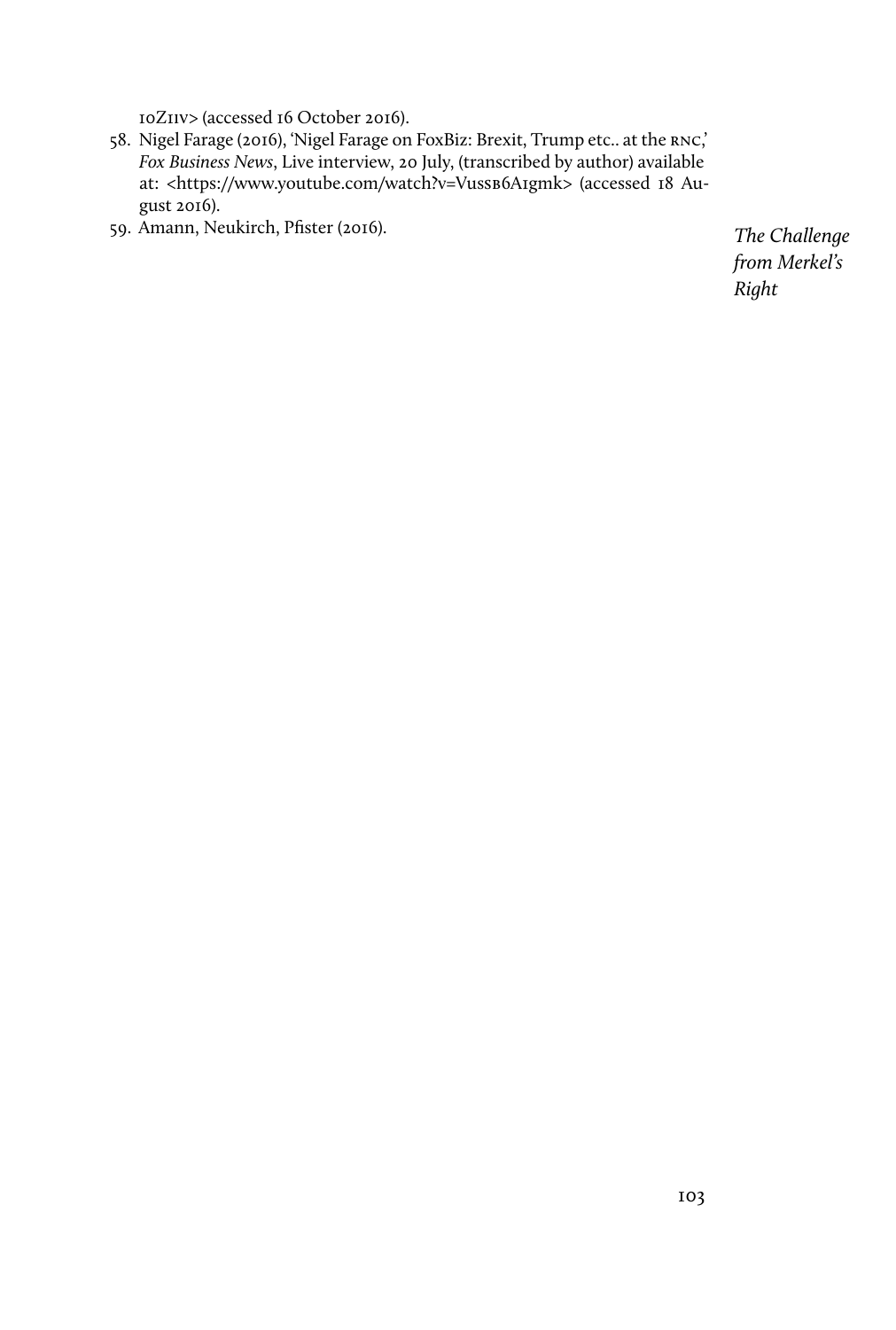10Z11v> (accessed 16 October 2016).

58. Nigel Farage (2016), 'Nigel Farage on FoxBiz: Brexit, Trump etc.. at the RNC,' *Fox Business News*, Live interview, 20 July, (transcribed by author) available at: <https://www.youtube.com/watch?v=VussB6A1gmk> (accessed 18 August 2016).
59. Amann, Neukirch, Pfister (2016).